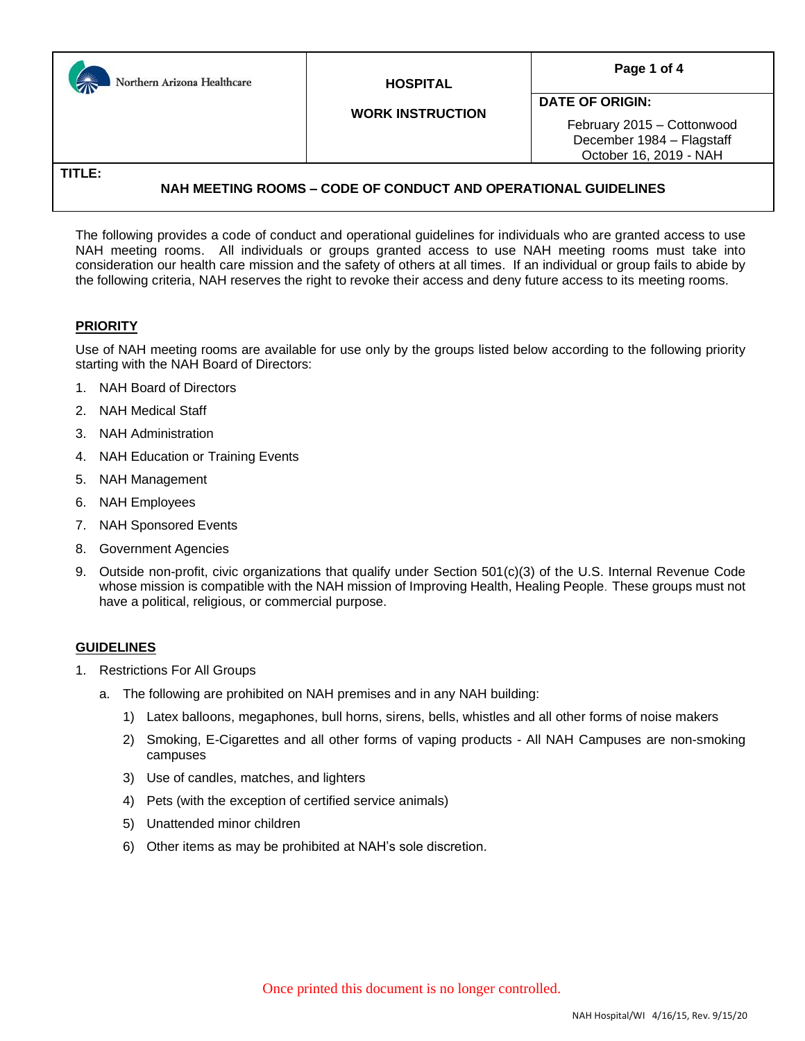| Northern Arizona Healthcare | HOSPITAL<br><br>WORK INSTRUCTION | DATE OF ORIGIN:<br>February 2015 – Cottonwood<br>December 1984 – Flagstaff<br>October 16, 2019 - NAH |
|---|---|---|

**TITLE:**

# NAH MEETING ROOMS – CODE OF CONDUCT AND OPERATIONAL GUIDELINES

The following provides a code of conduct and operational guidelines for individuals who are granted access to use NAH meeting rooms. All individuals or groups granted access to use NAH meeting rooms must take into consideration our health care mission and the safety of others at all times. If an individual or group fails to abide by the following criteria, NAH reserves the right to revoke their access and deny future access to its meeting rooms.

## PRIORITY

Use of NAH meeting rooms are available for use only by the groups listed below according to the following priority starting with the NAH Board of Directors:

1. NAH Board of Directors
2. NAH Medical Staff
3. NAH Administration
4. NAH Education or Training Events
5. NAH Management
6. NAH Employees
7. NAH Sponsored Events
8. Government Agencies
9. Outside non-profit, civic organizations that qualify under Section 501(c)(3) of the U.S. Internal Revenue Code whose mission is compatible with the NAH mission of Improving Health, Healing People. These groups must not have a political, religious, or commercial purpose.

## GUIDELINES

1. Restrictions For All Groups
   a. The following are prohibited on NAH premises and in any NAH building:
      1) Latex balloons, megaphones, bull horns, sirens, bells, whistles and all other forms of noise makers
      2) Smoking, E-Cigarettes and all other forms of vaping products - All NAH Campuses are non-smoking campuses
      3) Use of candles, matches, and lighters
      4) Pets (with the exception of certified service animals)
      5) Unattended minor children
      6) Other items as may be prohibited at NAH's sole discretion.

Once printed this document is no longer controlled.

NAH Hospital/WI 4/16/15, Rev. 9/15/20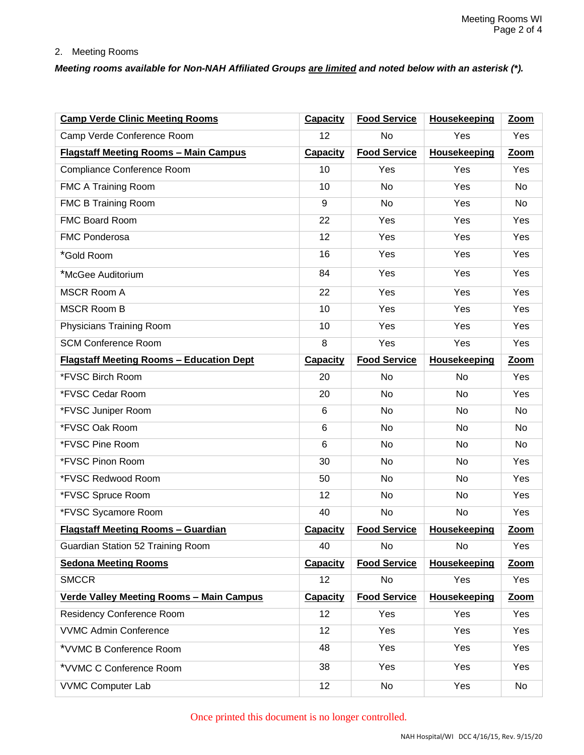2. Meeting Rooms

***Meeting rooms available for Non-NAH Affiliated Groups <u>are limited</u> and noted below with an asterisk (*).***

| **Camp Verde Clinic Meeting Rooms** | **Capacity** | **Food Service** | **Housekeeping** | **Zoom** |
|---|---|---|---|---|
| Camp Verde Conference Room | 12 | No | Yes | Yes |
| **Flagstaff Meeting Rooms – Main Campus** | **Capacity** | **Food Service** | **Housekeeping** | **Zoom** |
| Compliance Conference Room | 10 | Yes | Yes | Yes |
| FMC A Training Room | 10 | No | Yes | No |
| FMC B Training Room | 9 | No | Yes | No |
| FMC Board Room | 22 | Yes | Yes | Yes |
| FMC Ponderosa | 12 | Yes | Yes | Yes |
| *Gold Room | 16 | Yes | Yes | Yes |
| *McGee Auditorium | 84 | Yes | Yes | Yes |
| MSCR Room A | 22 | Yes | Yes | Yes |
| MSCR Room B | 10 | Yes | Yes | Yes |
| Physicians Training Room | 10 | Yes | Yes | Yes |
| SCM Conference Room | 8 | Yes | Yes | Yes |
| **Flagstaff Meeting Rooms – Education Dept** | **Capacity** | **Food Service** | **Housekeeping** | **Zoom** |
| *FVSC Birch Room | 20 | No | No | Yes |
| *FVSC Cedar Room | 20 | No | No | Yes |
| *FVSC Juniper Room | 6 | No | No | No |
| *FVSC Oak Room | 6 | No | No | No |
| *FVSC Pine Room | 6 | No | No | No |
| *FVSC Pinon Room | 30 | No | No | Yes |
| *FVSC Redwood Room | 50 | No | No | Yes |
| *FVSC Spruce Room | 12 | No | No | Yes |
| *FVSC Sycamore Room | 40 | No | No | Yes |
| **Flagstaff Meeting Rooms – Guardian** | **Capacity** | **Food Service** | **Housekeeping** | **Zoom** |
| Guardian Station 52 Training Room | 40 | No | No | Yes |
| **Sedona Meeting Rooms** | **Capacity** | **Food Service** | **Housekeeping** | **Zoom** |
| SMCCR | 12 | No | Yes | Yes |
| **Verde Valley Meeting Rooms – Main Campus** | **Capacity** | **Food Service** | **Housekeeping** | **Zoom** |
| Residency Conference Room | 12 | Yes | Yes | Yes |
| VVMC Admin Conference | 12 | Yes | Yes | Yes |
| *VVMC B Conference Room | 48 | Yes | Yes | Yes |
| *VVMC C Conference Room | 38 | Yes | Yes | Yes |
| VVMC Computer Lab | 12 | No | Yes | No |

Once printed this document is no longer controlled.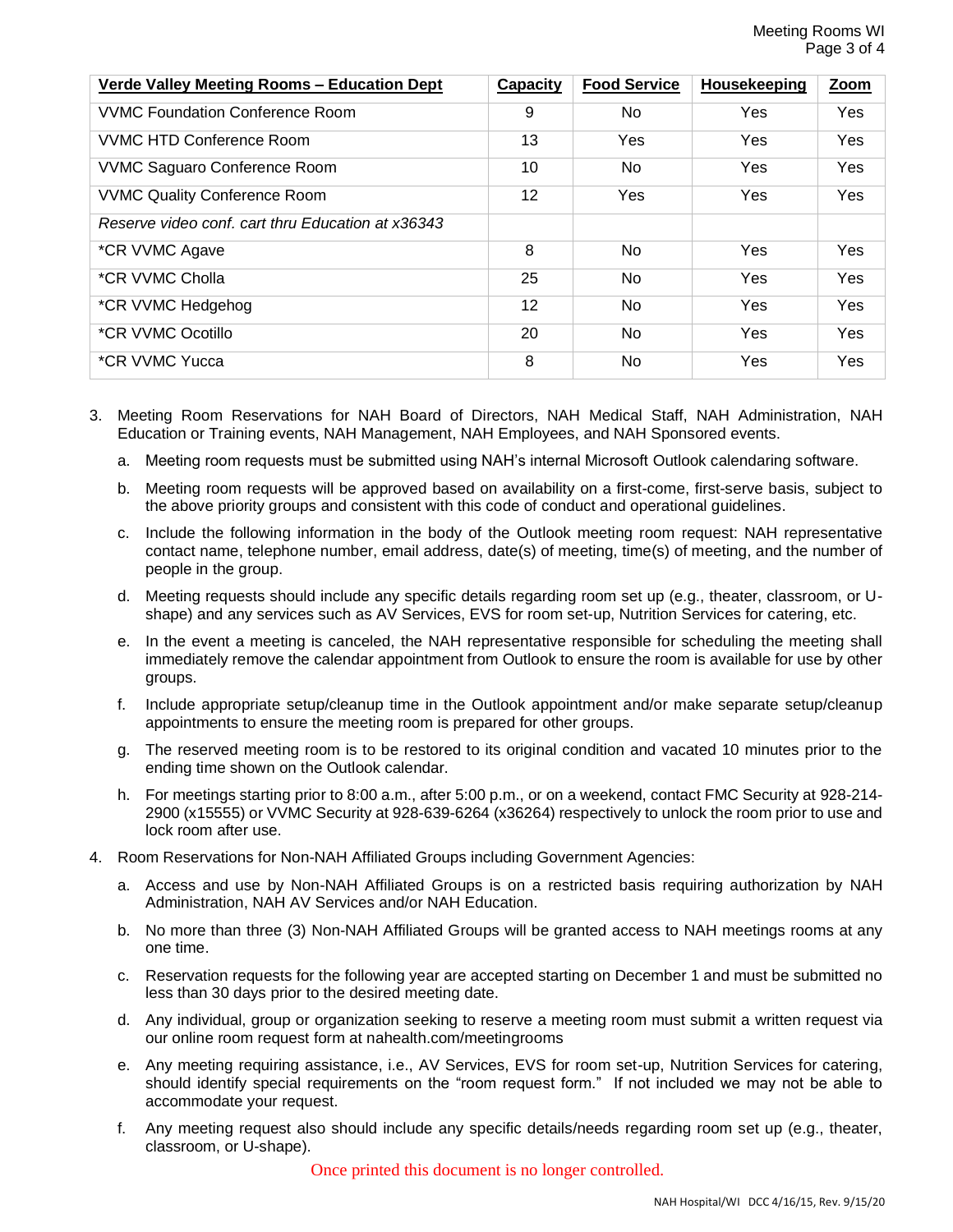| Verde Valley Meeting Rooms – Education Dept | Capacity | Food Service | Housekeeping | Zoom |
|---|---|---|---|---|
| VVMC Foundation Conference Room | 9 | No | Yes | Yes |
| VVMC HTD Conference Room | 13 | Yes | Yes | Yes |
| VVMC Saguaro Conference Room | 10 | No | Yes | Yes |
| VVMC Quality Conference Room | 12 | Yes | Yes | Yes |
| *Reserve video conf. cart thru Education at x36343* | | | | |
| *CR VVMC Agave | 8 | No | Yes | Yes |
| *CR VVMC Cholla | 25 | No | Yes | Yes |
| *CR VVMC Hedgehog | 12 | No | Yes | Yes |
| *CR VVMC Ocotillo | 20 | No | Yes | Yes |
| *CR VVMC Yucca | 8 | No | Yes | Yes |

3. Meeting Room Reservations for NAH Board of Directors, NAH Medical Staff, NAH Administration, NAH Education or Training events, NAH Management, NAH Employees, and NAH Sponsored events.
   a. Meeting room requests must be submitted using NAH's internal Microsoft Outlook calendaring software.
   b. Meeting room requests will be approved based on availability on a first-come, first-serve basis, subject to the above priority groups and consistent with this code of conduct and operational guidelines.
   c. Include the following information in the body of the Outlook meeting room request: NAH representative contact name, telephone number, email address, date(s) of meeting, time(s) of meeting, and the number of people in the group.
   d. Meeting requests should include any specific details regarding room set up (e.g., theater, classroom, or U-shape) and any services such as AV Services, EVS for room set-up, Nutrition Services for catering, etc.
   e. In the event a meeting is canceled, the NAH representative responsible for scheduling the meeting shall immediately remove the calendar appointment from Outlook to ensure the room is available for use by other groups.
   f. Include appropriate setup/cleanup time in the Outlook appointment and/or make separate setup/cleanup appointments to ensure the meeting room is prepared for other groups.
   g. The reserved meeting room is to be restored to its original condition and vacated 10 minutes prior to the ending time shown on the Outlook calendar.
   h. For meetings starting prior to 8:00 a.m., after 5:00 p.m., or on a weekend, contact FMC Security at 928-214-2900 (x15555) or VVMC Security at 928-639-6264 (x36264) respectively to unlock the room prior to use and lock room after use.
4. Room Reservations for Non-NAH Affiliated Groups including Government Agencies:
   a. Access and use by Non-NAH Affiliated Groups is on a restricted basis requiring authorization by NAH Administration, NAH AV Services and/or NAH Education.
   b. No more than three (3) Non-NAH Affiliated Groups will be granted access to NAH meetings rooms at any one time.
   c. Reservation requests for the following year are accepted starting on December 1 and must be submitted no less than 30 days prior to the desired meeting date.
   d. Any individual, group or organization seeking to reserve a meeting room must submit a written request via our online room request form at nahealth.com/meetingrooms
   e. Any meeting requiring assistance, i.e., AV Services, EVS for room set-up, Nutrition Services for catering, should identify special requirements on the "room request form." If not included we may not be able to accommodate your request.
   f. Any meeting request also should include any specific details/needs regarding room set up (e.g., theater, classroom, or U-shape).

Once printed this document is no longer controlled.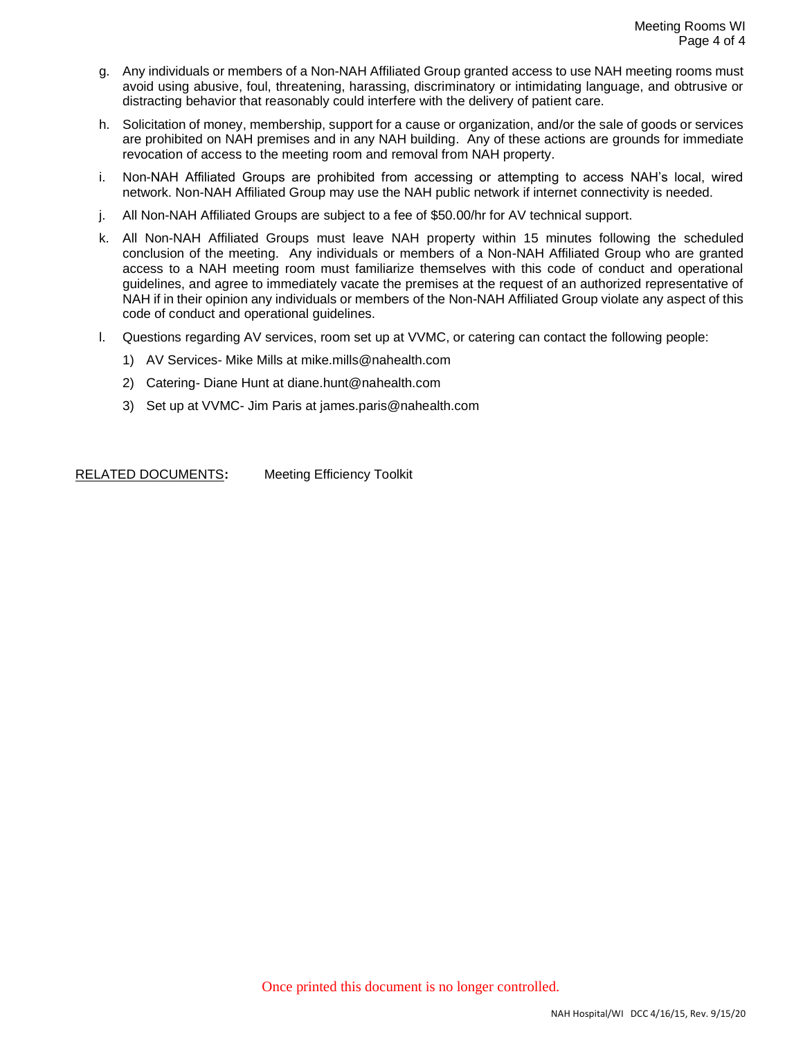g. Any individuals or members of a Non-NAH Affiliated Group granted access to use NAH meeting rooms must avoid using abusive, foul, threatening, harassing, discriminatory or intimidating language, and obtrusive or distracting behavior that reasonably could interfere with the delivery of patient care.

h. Solicitation of money, membership, support for a cause or organization, and/or the sale of goods or services are prohibited on NAH premises and in any NAH building. Any of these actions are grounds for immediate revocation of access to the meeting room and removal from NAH property.

i. Non-NAH Affiliated Groups are prohibited from accessing or attempting to access NAH's local, wired network. Non-NAH Affiliated Group may use the NAH public network if internet connectivity is needed.

j. All Non-NAH Affiliated Groups are subject to a fee of $50.00/hr for AV technical support.

k. All Non-NAH Affiliated Groups must leave NAH property within 15 minutes following the scheduled conclusion of the meeting. Any individuals or members of a Non-NAH Affiliated Group who are granted access to a NAH meeting room must familiarize themselves with this code of conduct and operational guidelines, and agree to immediately vacate the premises at the request of an authorized representative of NAH if in their opinion any individuals or members of the Non-NAH Affiliated Group violate any aspect of this code of conduct and operational guidelines.

l. Questions regarding AV services, room set up at VVMC, or catering can contact the following people:

   1) AV Services- Mike Mills at mike.mills@nahealth.com

   2) Catering- Diane Hunt at diane.hunt@nahealth.com

   3) Set up at VVMC- Jim Paris at james.paris@nahealth.com

RELATED DOCUMENTS**:** Meeting Efficiency Toolkit

Once printed this document is no longer controlled.

NAH Hospital/WI DCC 4/16/15, Rev. 9/15/20